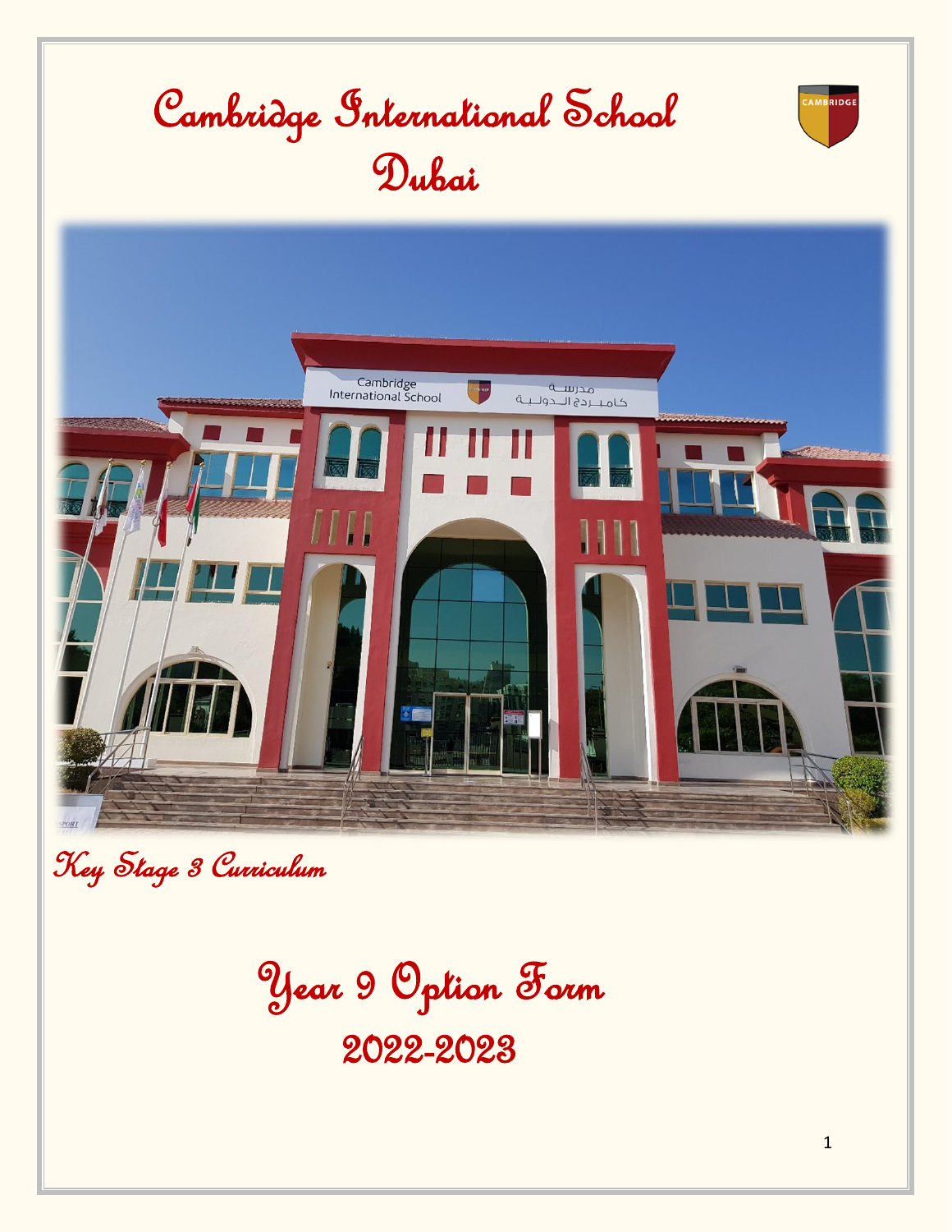# Cambridge International School Dubai

*Key Stage 3 Curriculum*

# Year 9 Option Form

## 2022-2023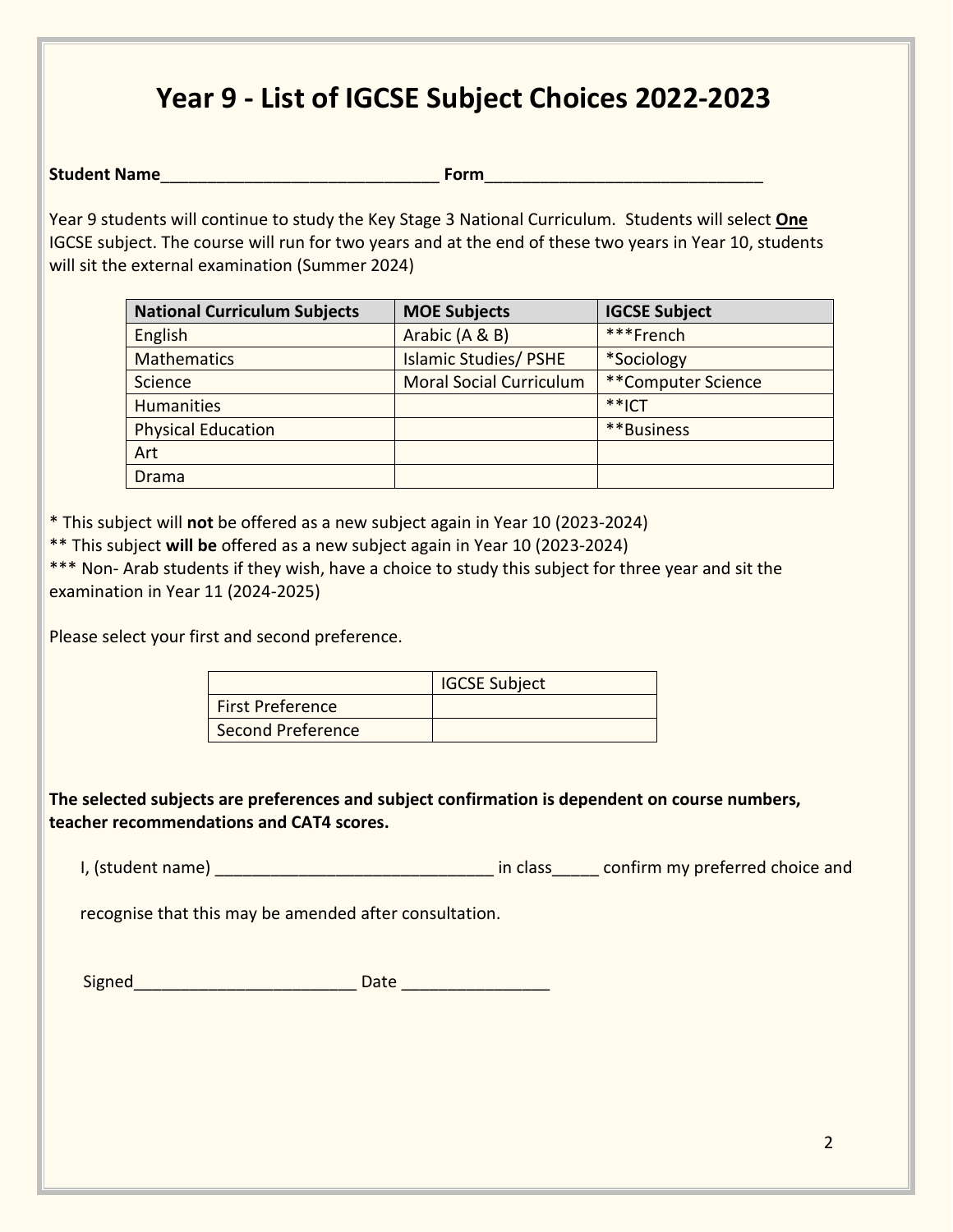# Year 9 - List of IGCSE Subject Choices 2022-2023

**Student Name**______________________________ **Form**______________________________

Year 9 students will continue to study the Key Stage 3 National Curriculum. Students will select **One** IGCSE subject. The course will run for two years and at the end of these two years in Year 10, students will sit the external examination (Summer 2024)

| National Curriculum Subjects | MOE Subjects | IGCSE Subject |
|---|---|---|
| English | Arabic (A & B) | ***French |
| Mathematics | Islamic Studies/ PSHE | *Sociology |
| Science | Moral Social Curriculum | **Computer Science |
| Humanities | | **ICT |
| Physical Education | | **Business |
| Art | | |
| Drama | | |

* This subject will **not** be offered as a new subject again in Year 10 (2023-2024)

** This subject **will be** offered as a new subject again in Year 10 (2023-2024)

*** Non- Arab students if they wish, have a choice to study this subject for three year and sit the examination in Year 11 (2024-2025)

Please select your first and second preference.

| | IGCSE Subject |
|---|---|
| First Preference | |
| Second Preference | |

**The selected subjects are preferences and subject confirmation is dependent on course numbers, teacher recommendations and CAT4 scores.**

I, (student name) ______________________________ in class_____ confirm my preferred choice and recognise that this may be amended after consultation.

Signed________________________ Date ________________